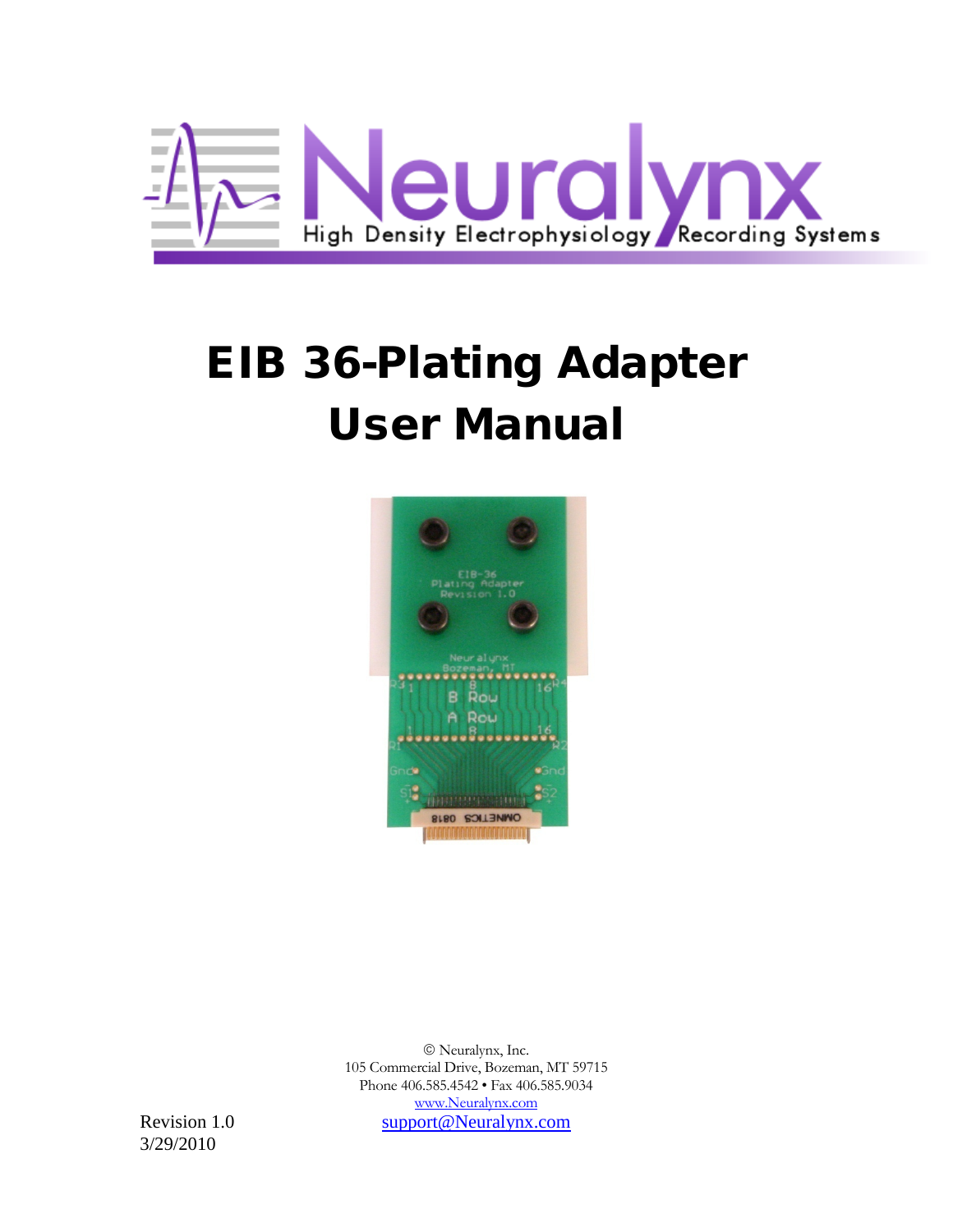# EIB 36-Plating Adapter User Manual

© Neuralynx, Inc.
105 Commercial Drive, Bozeman, MT 59715
Phone 406.585.4542 • Fax 406.585.9034
www.Neuralynx.com
support@Neuralynx.com

Revision 1.0
3/29/2010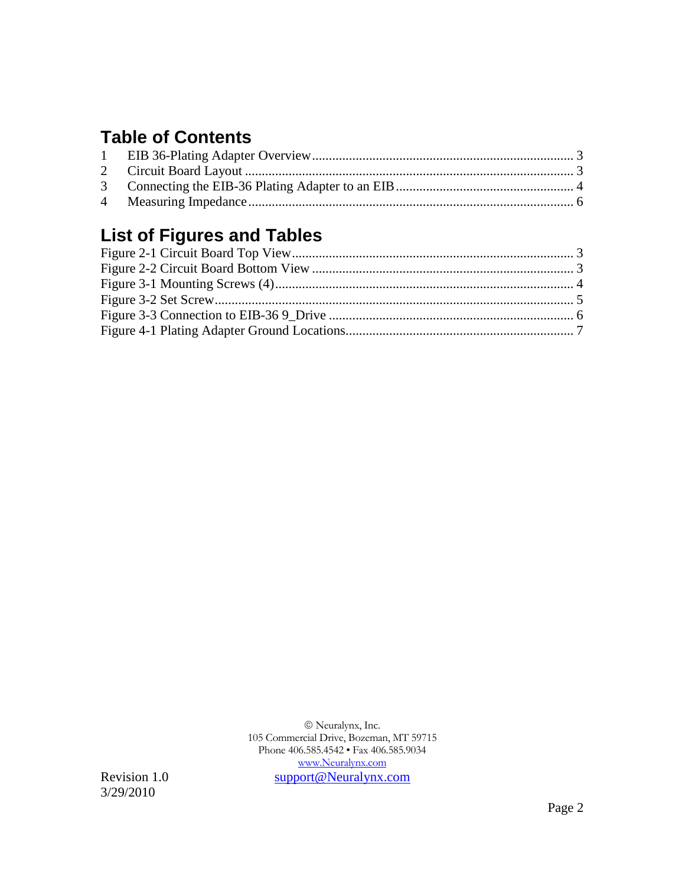## Table of Contents

1 EIB 36-Plating Adapter Overview ........................................................................ 3
2 Circuit Board Layout ............................................................................................ 3
3 Connecting the EIB-36 Plating Adapter to an EIB ................................................ 4
4 Measuring Impedance .......................................................................................... 6

## List of Figures and Tables

Figure 2-1 Circuit Board Top View ............................................................................ 3
Figure 2-2 Circuit Board Bottom View ....................................................................... 3
Figure 3-1 Mounting Screws (4) ................................................................................. 4
Figure 3-2 Set Screw ................................................................................................. 5
Figure 3-3 Connection to EIB-36 9_Drive .................................................................. 6
Figure 4-1 Plating Adapter Ground Locations ............................................................ 7

© Neuralynx, Inc.
105 Commercial Drive, Bozeman, MT 59715
Phone 406.585.4542 • Fax 406.585.9034
www.Neuralynx.com
support@Neuralynx.com

Revision 1.0
3/29/2010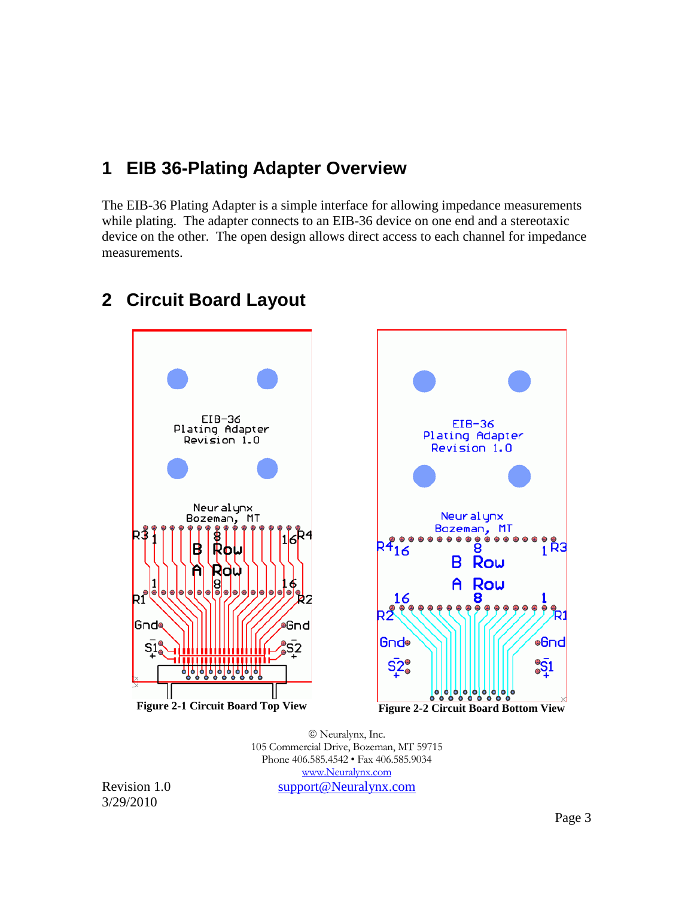# 1 EIB 36-Plating Adapter Overview

The EIB-36 Plating Adapter is a simple interface for allowing impedance measurements while plating. The adapter connects to an EIB-36 device on one end and a stereotaxic device on the other. The open design allows direct access to each channel for impedance measurements.

# 2 Circuit Board Layout

**Figure 2-1 Circuit Board Top View**

**Figure 2-2 Circuit Board Bottom View**

© Neuralynx, Inc.
105 Commercial Drive, Bozeman, MT 59715
Phone 406.585.4542 • Fax 406.585.9034
www.Neuralynx.com
support@Neuralynx.com

Revision 1.0
3/29/2010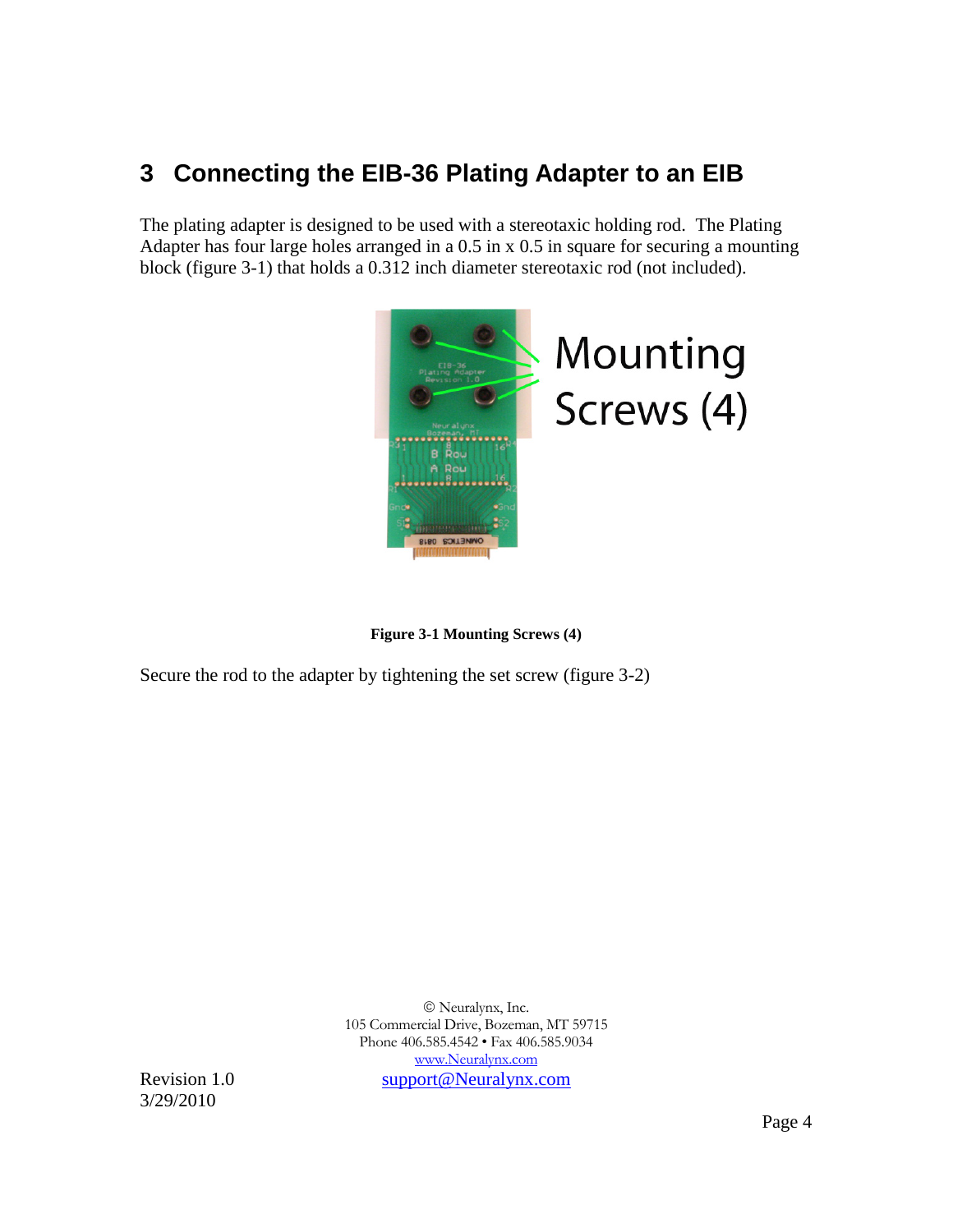# 3 Connecting the EIB-36 Plating Adapter to an EIB

The plating adapter is designed to be used with a stereotaxic holding rod. The Plating Adapter has four large holes arranged in a 0.5 in x 0.5 in square for securing a mounting block (figure 3-1) that holds a 0.312 inch diameter stereotaxic rod (not included).

**Figure 3-1 Mounting Screws (4)**

Secure the rod to the adapter by tightening the set screw (figure 3-2)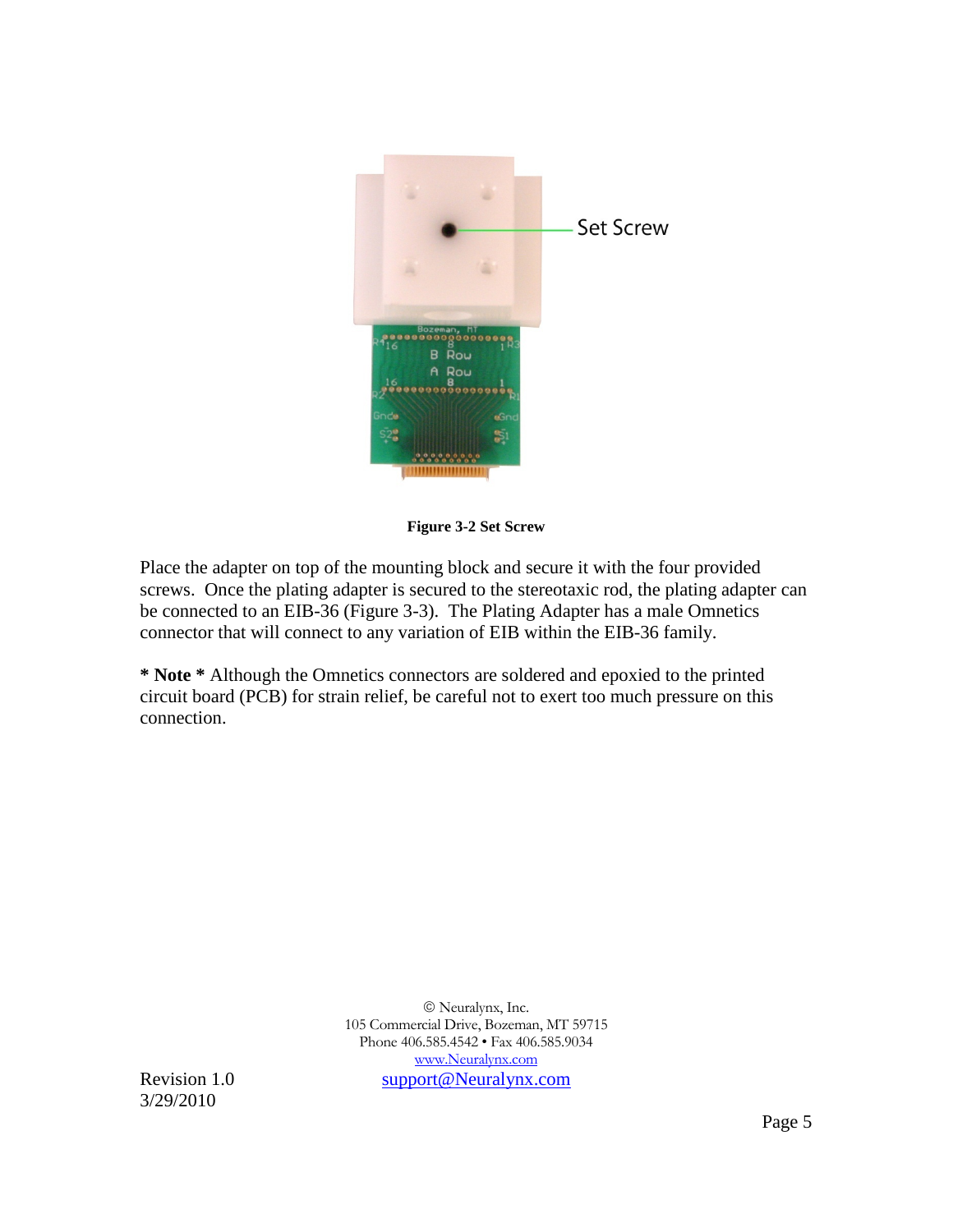**Figure 3-2 Set Screw**

Place the adapter on top of the mounting block and secure it with the four provided screws. Once the plating adapter is secured to the stereotaxic rod, the plating adapter can be connected to an EIB-36 (Figure 3-3). The Plating Adapter has a male Omnetics connector that will connect to any variation of EIB within the EIB-36 family.

**\* Note \*** Although the Omnetics connectors are soldered and epoxied to the printed circuit board (PCB) for strain relief, be careful not to exert too much pressure on this connection.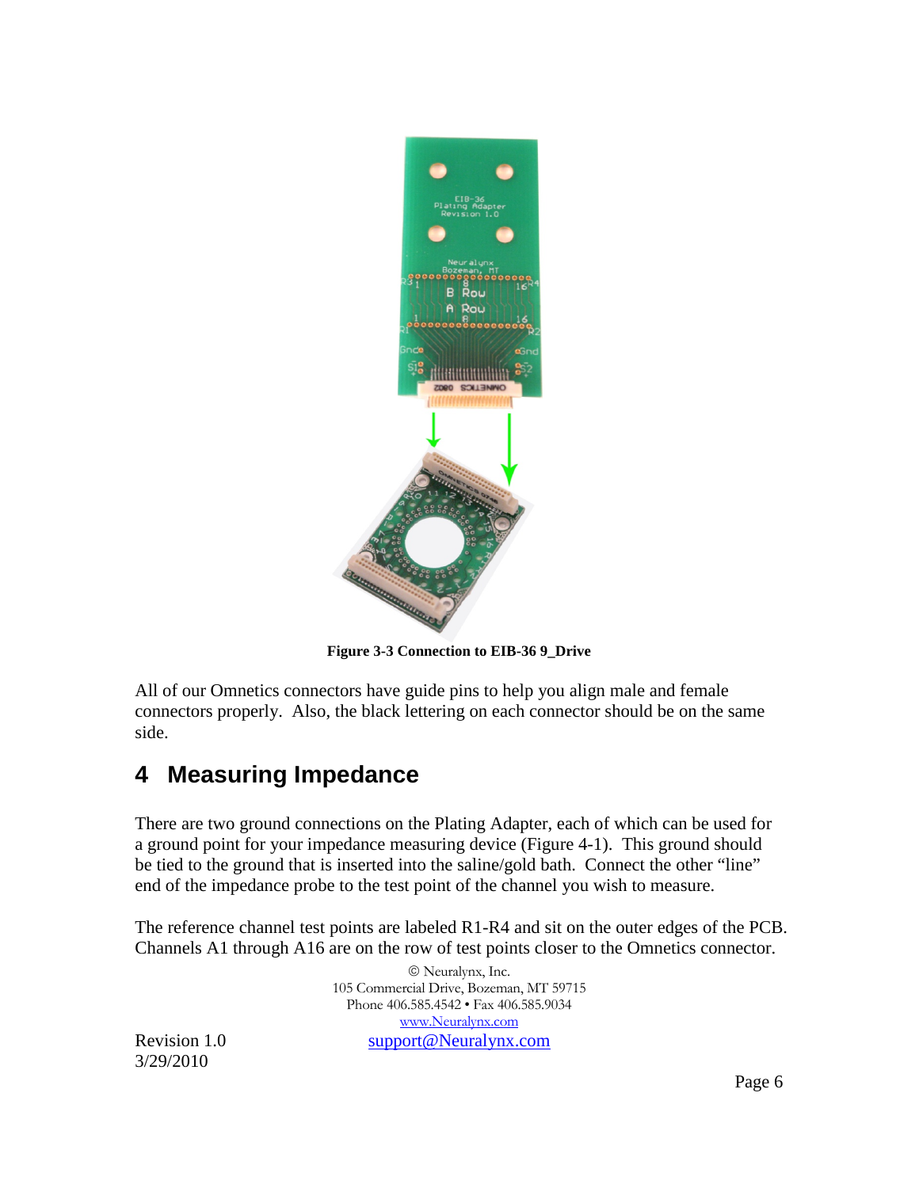**Figure 3-3 Connection to EIB-36 9_Drive**

All of our Omnetics connectors have guide pins to help you align male and female connectors properly. Also, the black lettering on each connector should be on the same side.

# 4 Measuring Impedance

There are two ground connections on the Plating Adapter, each of which can be used for a ground point for your impedance measuring device (Figure 4-1). This ground should be tied to the ground that is inserted into the saline/gold bath. Connect the other "line" end of the impedance probe to the test point of the channel you wish to measure.

The reference channel test points are labeled R1-R4 and sit on the outer edges of the PCB. Channels A1 through A16 are on the row of test points closer to the Omnetics connector.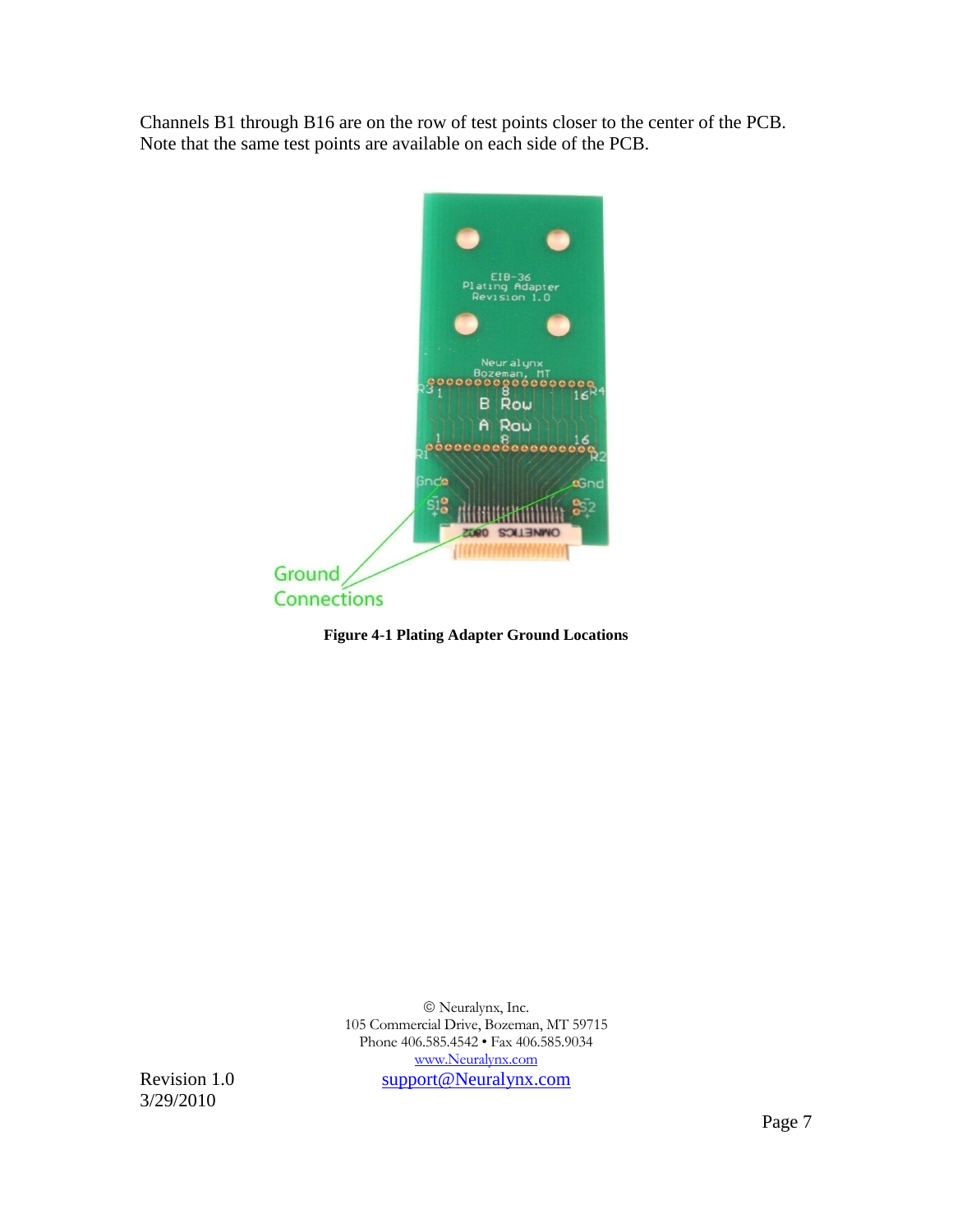Channels B1 through B16 are on the row of test points closer to the center of the PCB. Note that the same test points are available on each side of the PCB.

**Figure 4-1 Plating Adapter Ground Locations**